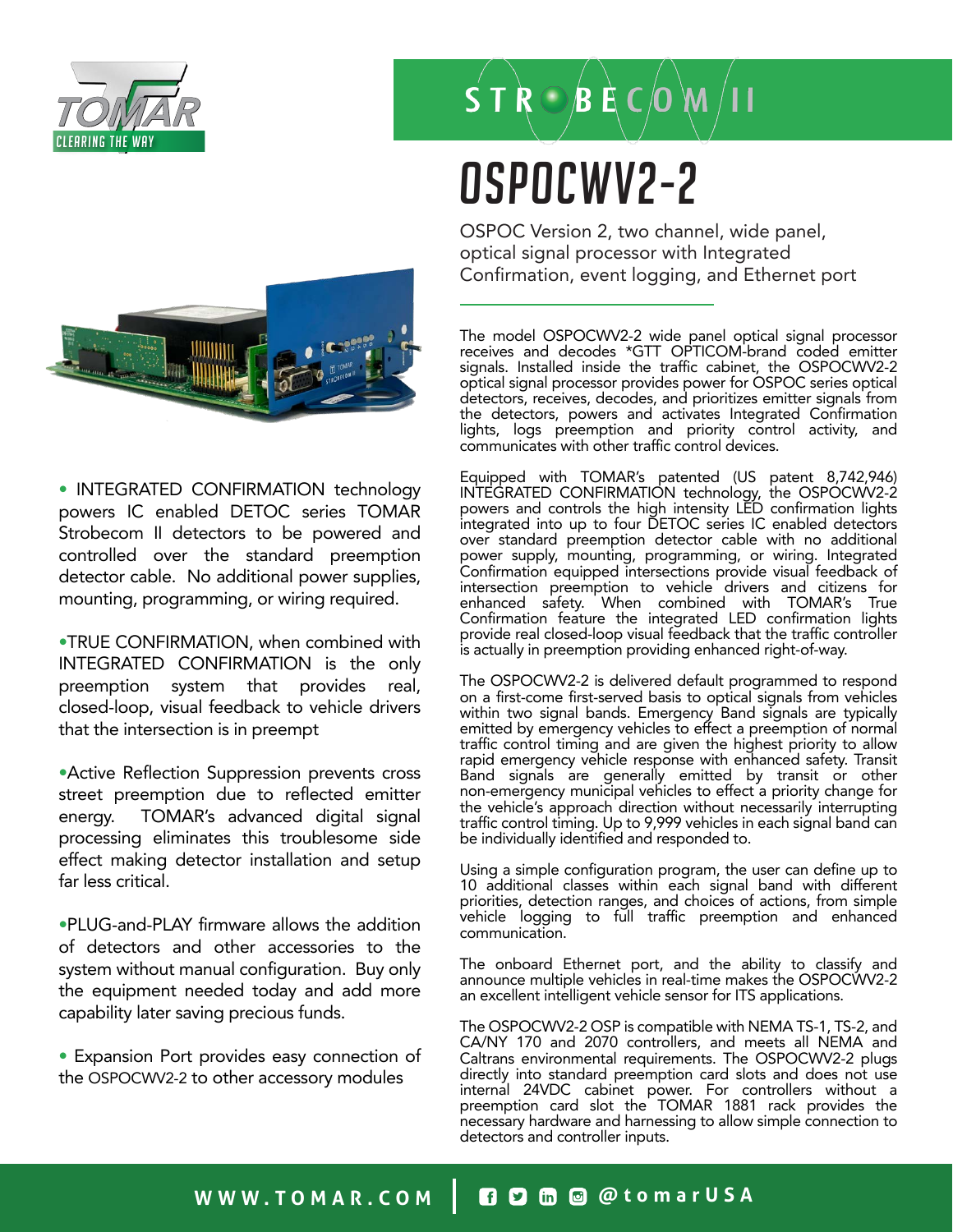TOMAR
CLEARING THE WAY

STROBECOM II

# OSPOCWV2-2

OSPOC Version 2, two channel, wide panel, optical signal processor with Integrated Confirmation, event logging, and Ethernet port

- INTEGRATED CONFIRMATION technology powers IC enabled DETOC series TOMAR Strobecom II detectors to be powered and controlled over the standard preemption detector cable. No additional power supplies, mounting, programming, or wiring required.

- TRUE CONFIRMATION, when combined with INTEGRATED CONFIRMATION is the only preemption system that provides real, closed-loop, visual feedback to vehicle drivers that the intersection is in preempt

- Active Reflection Suppression prevents cross street preemption due to reflected emitter energy. TOMAR's advanced digital signal processing eliminates this troublesome side effect making detector installation and setup far less critical.

- PLUG-and-PLAY firmware allows the addition of detectors and other accessories to the system without manual configuration. Buy only the equipment needed today and add more capability later saving precious funds.

- Expansion Port provides easy connection of the OSPOCWV2-2 to other accessory modules

The model OSPOCWV2-2 wide panel optical signal processor receives and decodes *GTT OPTICOM-brand coded emitter signals. Installed inside the traffic cabinet, the OSPOCWV2-2 optical signal processor provides power for OSPOC series optical detectors, receives, decodes, and prioritizes emitter signals from the detectors, powers and activates Integrated Confirmation lights, logs preemption and priority control activity, and communicates with other traffic control devices.

Equipped with TOMAR's patented (US patent 8,742,946) INTEGRATED CONFIRMATION technology, the OSPOCWV2-2 powers and controls the high intensity LED confirmation lights integrated into up to four DETOC series IC enabled detectors over standard preemption detector cable with no additional power supply, mounting, programming, or wiring. Integrated Confirmation equipped intersections provide visual feedback of intersection preemption to vehicle drivers and citizens for enhanced safety. When combined with TOMAR's True Confirmation feature the integrated LED confirmation lights provide real closed-loop visual feedback that the traffic controller is actually in preemption providing enhanced right-of-way.

The OSPOCWV2-2 is delivered default programmed to respond on a first-come first-served basis to optical signals from vehicles within two signal bands. Emergency Band signals are typically emitted by emergency vehicles to effect a preemption of normal traffic control timing and are given the highest priority to allow rapid emergency vehicle response with enhanced safety. Transit Band signals are generally emitted by transit or other non-emergency municipal vehicles to effect a priority change for the vehicle's approach direction without necessarily interrupting traffic control timing. Up to 9,999 vehicles in each signal band can be individually identified and responded to.

Using a simple configuration program, the user can define up to 10 additional classes within each signal band with different priorities, detection ranges, and choices of actions, from simple vehicle logging to full traffic preemption and enhanced communication.

The onboard Ethernet port, and the ability to classify and announce multiple vehicles in real-time makes the OSPOCWV2-2 an excellent intelligent vehicle sensor for ITS applications.

The OSPOCWV2-2 OSP is compatible with NEMA TS-1, TS-2, and CA/NY 170 and 2070 controllers, and meets all NEMA and Caltrans environmental requirements. The OSPOCWV2-2 plugs directly into standard preemption card slots and does not use internal 24VDC cabinet power. For controllers without a preemption card slot the TOMAR 1881 rack provides the necessary hardware and harnessing to allow simple connection to detectors and controller inputs.

WWW.TOMAR.COM | @tomarUSA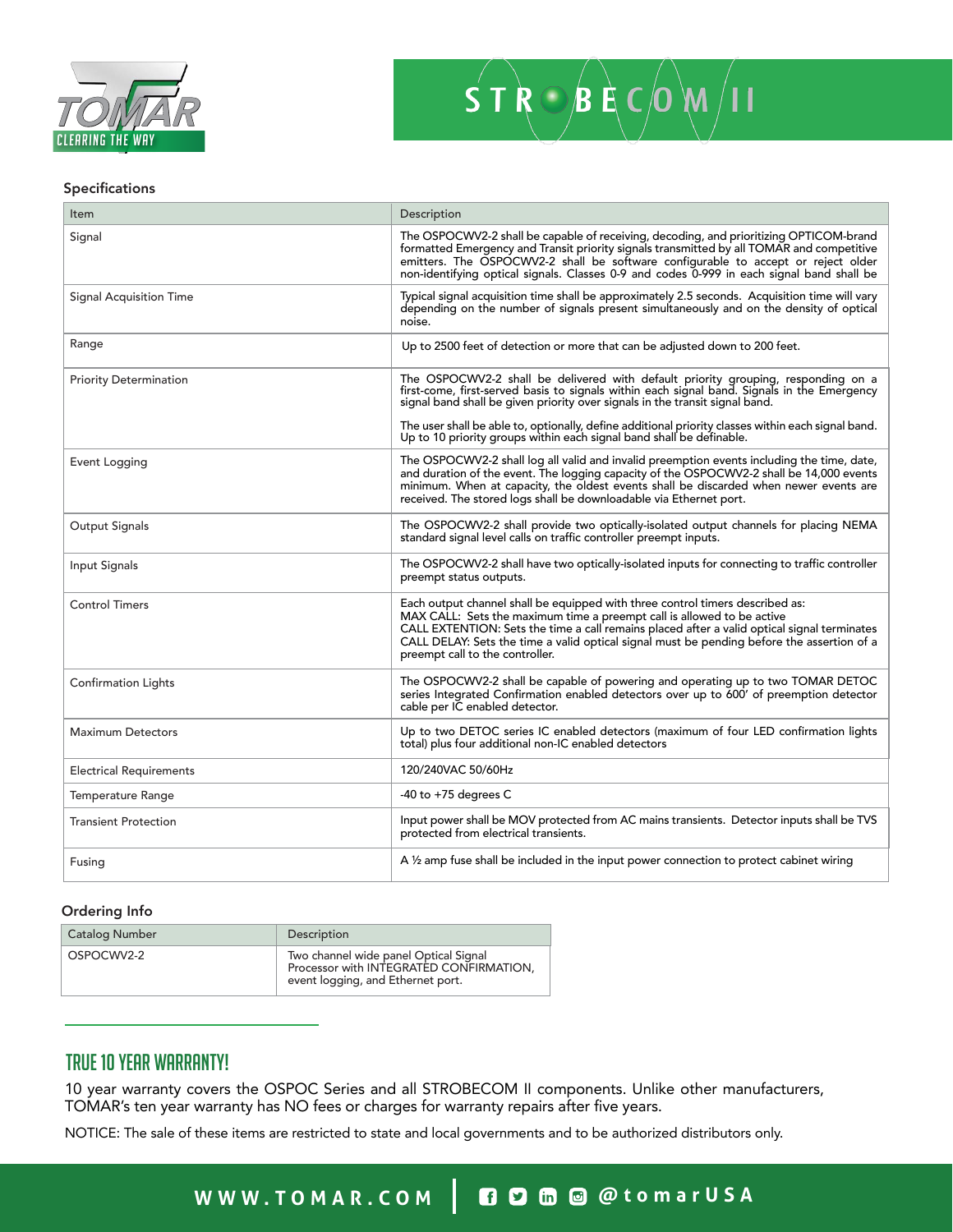## Specifications

| Item | Description |
|---|---|
| Signal | The OSPOCWV2-2 shall be capable of receiving, decoding, and prioritizing OPTICOM-brand formatted Emergency and Transit priority signals transmitted by all TOMAR and competitive emitters. The OSPOCWV2-2 shall be software configurable to accept or reject older non-identifying optical signals. Classes 0-9 and codes 0-999 in each signal band shall be |
| Signal Acquisition Time | Typical signal acquisition time shall be approximately 2.5 seconds. Acquisition time will vary depending on the number of signals present simultaneously and on the density of optical noise. |
| Range | Up to 2500 feet of detection or more that can be adjusted down to 200 feet. |
| Priority Determination | The OSPOCWV2-2 shall be delivered with default priority grouping, responding on a first-come, first-served basis to signals within each signal band. Signals in the Emergency signal band shall be given priority over signals in the transit signal band. <br><br> The user shall be able to, optionally, define additional priority classes within each signal band. Up to 10 priority groups within each signal band shall be definable. |
| Event Logging | The OSPOCWV2-2 shall log all valid and invalid preemption events including the time, date, and duration of the event. The logging capacity of the OSPOCWV2-2 shall be 14,000 events minimum. When at capacity, the oldest events shall be discarded when newer events are received. The stored logs shall be downloadable via Ethernet port. |
| Output Signals | The OSPOCWV2-2 shall provide two optically-isolated output channels for placing NEMA standard signal level calls on traffic controller preempt inputs. |
| Input Signals | The OSPOCWV2-2 shall have two optically-isolated inputs for connecting to traffic controller preempt status outputs. |
| Control Timers | Each output channel shall be equipped with three control timers described as: <br> MAX CALL: Sets the maximum time a preempt call is allowed to be active <br> CALL EXTENTION: Sets the time a call remains placed after a valid optical signal terminates <br> CALL DELAY: Sets the time a valid optical signal must be pending before the assertion of a preempt call to the controller. |
| Confirmation Lights | The OSPOCWV2-2 shall be capable of powering and operating up to two TOMAR DETOC series Integrated Confirmation enabled detectors over up to 600' of preemption detector cable per IC enabled detector. |
| Maximum Detectors | Up to two DETOC series IC enabled detectors (maximum of four LED confirmation lights total) plus four additional non-IC enabled detectors |
| Electrical Requirements | 120/240VAC 50/60Hz |
| Temperature Range | -40 to +75 degrees C |
| Transient Protection | Input power shall be MOV protected from AC mains transients. Detector inputs shall be TVS protected from electrical transients. |
| Fusing | A ½ amp fuse shall be included in the input power connection to protect cabinet wiring |

## Ordering Info

| Catalog Number | Description |
|---|---|
| OSPOCWV2-2 | Two channel wide panel Optical Signal Processor with INTEGRATED CONFIRMATION, event logging, and Ethernet port. |

## TRUE 10 YEAR WARRANTY!

10 year warranty covers the OSPOC Series and all STROBECOM II components. Unlike other manufacturers, TOMAR's ten year warranty has NO fees or charges for warranty repairs after five years.

NOTICE: The sale of these items are restricted to state and local governments and to be authorized distributors only.

WWW.TOMAR.COM | @tomarUSA